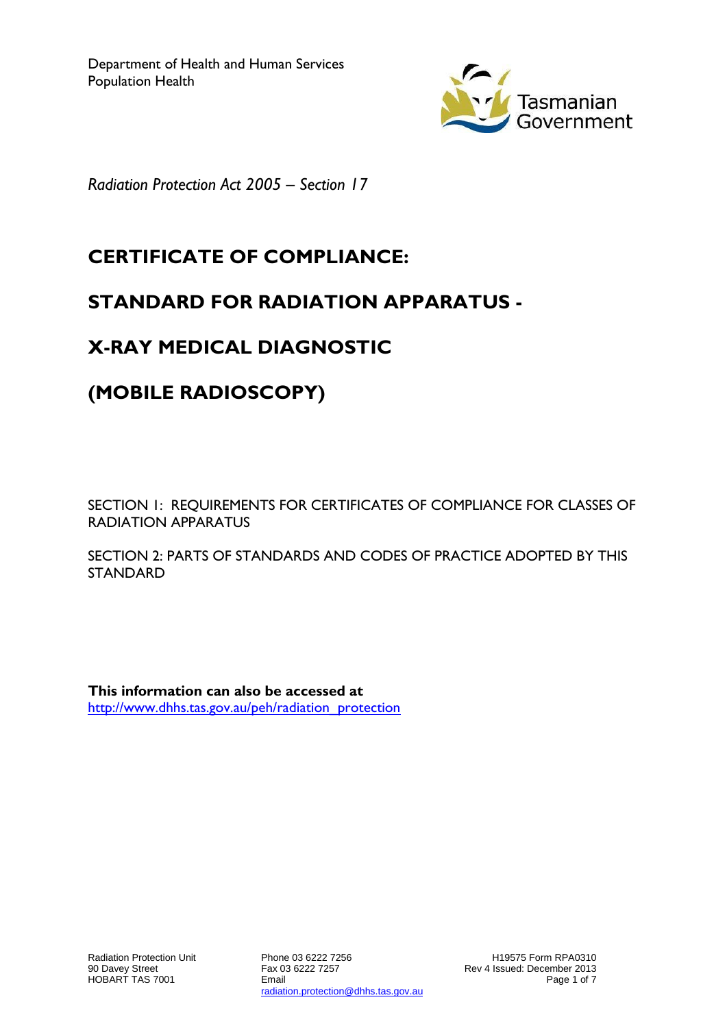Department of Health and Human Services
Population Health

Tasmanian Government

*Radiation Protection Act 2005 – Section 17*

# CERTIFICATE OF COMPLIANCE:

# STANDARD FOR RADIATION APPARATUS -

# X-RAY MEDICAL DIAGNOSTIC

# (MOBILE RADIOSCOPY)

SECTION 1: REQUIREMENTS FOR CERTIFICATES OF COMPLIANCE FOR CLASSES OF RADIATION APPARATUS

SECTION 2: PARTS OF STANDARDS AND CODES OF PRACTICE ADOPTED BY THIS STANDARD

**This information can also be accessed at**
http://www.dhhs.tas.gov.au/peh/radiation_protection

Radiation Protection Unit
90 Davey Street
HOBART TAS 7001

Phone 03 6222 7256
Fax 03 6222 7257
Email
radiation.protection@dhhs.tas.gov.au

H19575 Form RPA0310
Rev 4 Issued: December 2013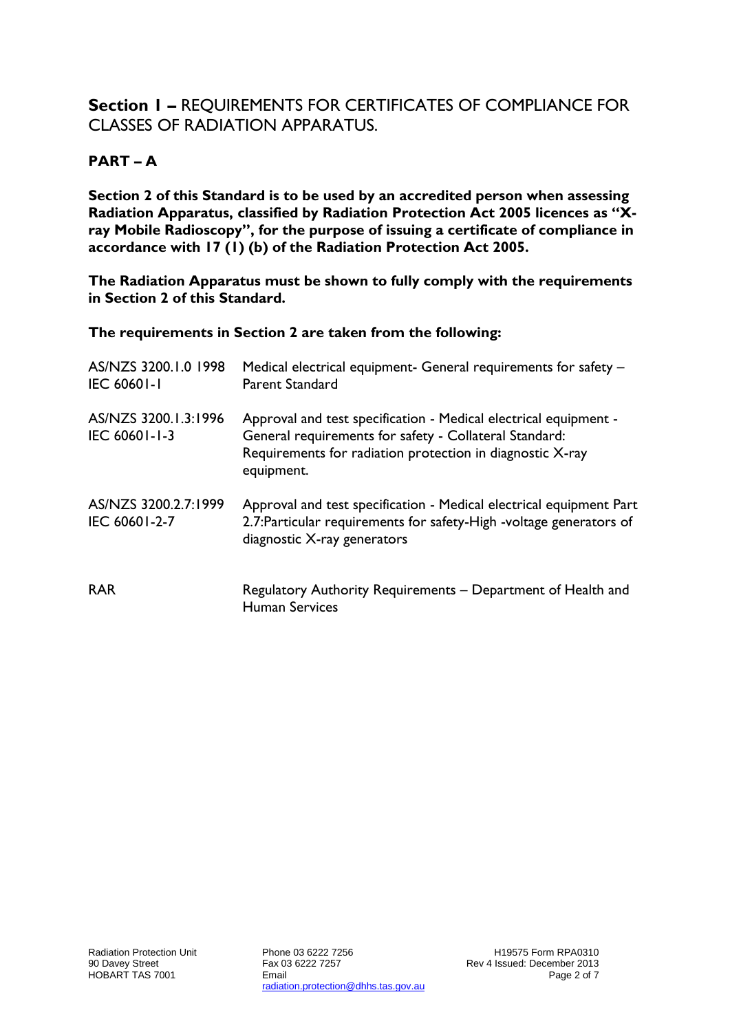## **Section 1 –** REQUIREMENTS FOR CERTIFICATES OF COMPLIANCE FOR CLASSES OF RADIATION APPARATUS.

### **PART – A**

**Section 2 of this Standard is to be used by an accredited person when assessing Radiation Apparatus, classified by Radiation Protection Act 2005 licences as "X-ray Mobile Radioscopy", for the purpose of issuing a certificate of compliance in accordance with 17 (1) (b) of the Radiation Protection Act 2005.**

**The Radiation Apparatus must be shown to fully comply with the requirements in Section 2 of this Standard.**

**The requirements in Section 2 are taken from the following:**

| | |
|---|---|
| AS/NZS 3200.1.0 1998<br>IEC 60601-1 | Medical electrical equipment- General requirements for safety – Parent Standard |
| AS/NZS 3200.1.3:1996<br>IEC 60601-1-3 | Approval and test specification - Medical electrical equipment - General requirements for safety - Collateral Standard: Requirements for radiation protection in diagnostic X-ray equipment. |
| AS/NZS 3200.2.7:1999<br>IEC 60601-2-7 | Approval and test specification - Medical electrical equipment Part 2.7:Particular requirements for safety-High -voltage generators of diagnostic X-ray generators |
| RAR | Regulatory Authority Requirements – Department of Health and Human Services |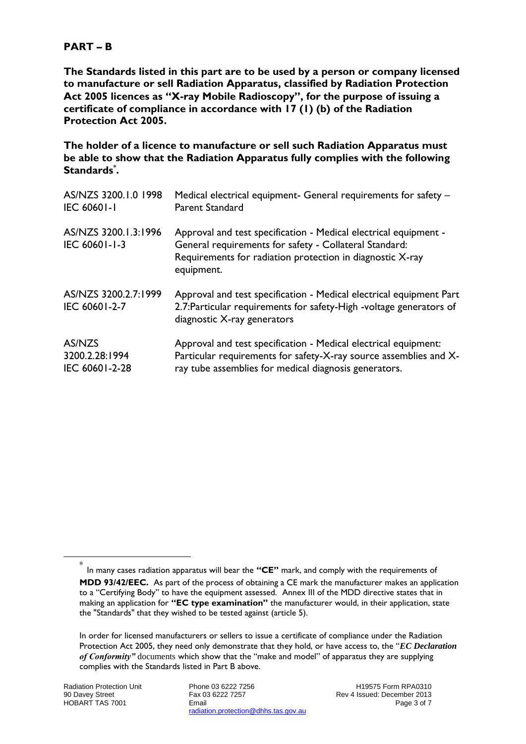## PART – B

**The Standards listed in this part are to be used by a person or company licensed to manufacture or sell Radiation Apparatus, classified by Radiation Protection Act 2005 licences as "X-ray Mobile Radioscopy", for the purpose of issuing a certificate of compliance in accordance with 17 (1) (b) of the Radiation Protection Act 2005.**

**The holder of a licence to manufacture or sell such Radiation Apparatus must be able to show that the Radiation Apparatus fully complies with the following Standards[*].**

| | |
|---|---|
| AS/NZS 3200.1.0 1998 IEC 60601-I | Medical electrical equipment- General requirements for safety – Parent Standard |
| AS/NZS 3200.1.3:1996 IEC 60601-1-3 | Approval and test specification - Medical electrical equipment - General requirements for safety - Collateral Standard: Requirements for radiation protection in diagnostic X-ray equipment. |
| AS/NZS 3200.2.7:1999 IEC 60601-2-7 | Approval and test specification - Medical electrical equipment Part 2.7:Particular requirements for safety-High -voltage generators of diagnostic X-ray generators |
| AS/NZS 3200.2.28:1994 IEC 60601-2-28 | Approval and test specification - Medical electrical equipment: Particular requirements for safety-X-ray source assemblies and X-ray tube assemblies for medical diagnosis generators. |

[*] In many cases radiation apparatus will bear the **"CE"** mark, and comply with the requirements of **MDD 93/42/EEC.** As part of the process of obtaining a CE mark the manufacturer makes an application to a "Certifying Body" to have the equipment assessed. Annex III of the MDD directive states that in making an application for **"EC type examination"** the manufacturer would, in their application, state the "Standards" that they wished to be tested against (article 5).

In order for licensed manufacturers or sellers to issue a certificate of compliance under the Radiation Protection Act 2005, they need only demonstrate that they hold, or have access to, the "***EC Declaration of Conformity"*** documents which show that the "make and model" of apparatus they are supplying complies with the Standards listed in Part B above.

Radiation Protection Unit
90 Davey Street
HOBART TAS 7001

Phone 03 6222 7256
Fax 03 6222 7257
Email
radiation.protection@dhhs.tas.gov.au

H19575 Form RPA0310
Rev 4 Issued: December 2013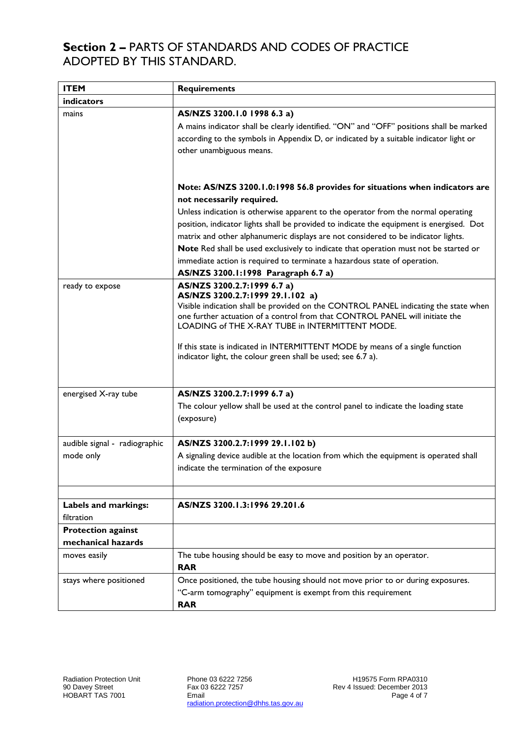## **Section 2 –** PARTS OF STANDARDS AND CODES OF PRACTICE ADOPTED BY THIS STANDARD.

| **ITEM** | **Requirements** |
|---|---|
| **indicators** | |
| mains | **AS/NZS 3200.1.0 1998 6.3 a)**<br>A mains indicator shall be clearly identified. "ON" and "OFF" positions shall be marked according to the symbols in Appendix D, or indicated by a suitable indicator light or other unambiguous means.<br><br>**Note: AS/NZS 3200.1.0:1998 56.8 provides for situations when indicators are not necessarily required.**<br>Unless indication is otherwise apparent to the operator from the normal operating position, indicator lights shall be provided to indicate the equipment is energised. Dot matrix and other alphanumeric displays are not considered to be indicator lights.<br>**Note** Red shall be used exclusively to indicate that operation must not be started or immediate action is required to terminate a hazardous state of operation.<br>**AS/NZS 3200.1:1998 Paragraph 6.7 a)** |
| ready to expose | **AS/NZS 3200.2.7:1999 6.7 a)**<br>**AS/NZS 3200.2.7:1999 29.1.102 a)**<br>Visible indication shall be provided on the CONTROL PANEL indicating the state when one further actuation of a control from that CONTROL PANEL will initiate the LOADING of THE X-RAY TUBE in INTERMITTENT MODE.<br><br>If this state is indicated in INTERMITTENT MODE by means of a single function indicator light, the colour green shall be used; see 6.7 a). |
| energised X-ray tube | **AS/NZS 3200.2.7:1999 6.7 a)**<br>The colour yellow shall be used at the control panel to indicate the loading state (exposure) |
| audible signal - radiographic mode only | **AS/NZS 3200.2.7:1999 29.1.102 b)**<br>A signaling device audible at the location from which the equipment is operated shall indicate the termination of the exposure |
| | |
| **Labels and markings:**<br>filtration | **AS/NZS 3200.1.3:1996 29.201.6** |
| **Protection against mechanical hazards** | |
| moves easily | The tube housing should be easy to move and position by an operator.<br>**RAR** |
| stays where positioned | Once positioned, the tube housing should not move prior to or during exposures.<br>"C-arm tomography" equipment is exempt from this requirement<br>**RAR** |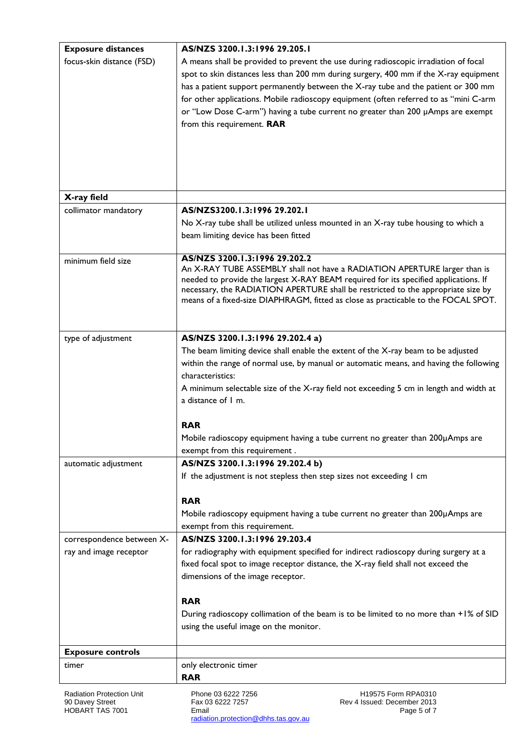| | |
|---|---|
| **Exposure distances** | **AS/NZS 3200.1.3:1996 29.205.1** |
| focus-skin distance (FSD) | A means shall be provided to prevent the use during radioscopic irradiation of focal spot to skin distances less than 200 mm during surgery, 400 mm if the X-ray equipment has a patient support permanently between the X-ray tube and the patient or 300 mm for other applications. Mobile radioscopy equipment (often referred to as "mini C-arm or "Low Dose C-arm") having a tube current no greater than 200 µAmps are exempt from this requirement. **RAR** |
| **X-ray field** | |
| collimator mandatory | **AS/NZS3200.1.3:1996 29.202.1**<br>No X-ray tube shall be utilized unless mounted in an X-ray tube housing to which a beam limiting device has been fitted |
| minimum field size | **AS/NZS 3200.1.3:1996 29.202.2**<br>An X-RAY TUBE ASSEMBLY shall not have a RADIATION APERTURE larger than is needed to provide the largest X-RAY BEAM required for its specified applications. If necessary, the RADIATION APERTURE shall be restricted to the appropriate size by means of a fixed-size DIAPHRAGM, fitted as close as practicable to the FOCAL SPOT. |
| type of adjustment | **AS/NZS 3200.1.3:1996 29.202.4 a)**<br>The beam limiting device shall enable the extent of the X-ray beam to be adjusted within the range of normal use, by manual or automatic means, and having the following characteristics:<br>A minimum selectable size of the X-ray field not exceeding 5 cm in length and width at a distance of 1 m.<br><br>**RAR**<br>Mobile radioscopy equipment having a tube current no greater than 200µAmps are exempt from this requirement . |
| automatic adjustment | **AS/NZS 3200.1.3:1996 29.202.4 b)**<br>If the adjustment is not stepless then step sizes not exceeding 1 cm<br><br>**RAR**<br>Mobile radioscopy equipment having a tube current no greater than 200µAmps are exempt from this requirement. |
| correspondence between X-ray and image receptor | **AS/NZS 3200.1.3:1996 29.203.4**<br>for radiography with equipment specified for indirect radioscopy during surgery at a fixed focal spot to image receptor distance, the X-ray field shall not exceed the dimensions of the image receptor.<br><br>**RAR**<br>During radioscopy collimation of the beam is to be limited to no more than +1% of SID using the useful image on the monitor. |
| **Exposure controls** | |
| timer | only electronic timer<br>**RAR** |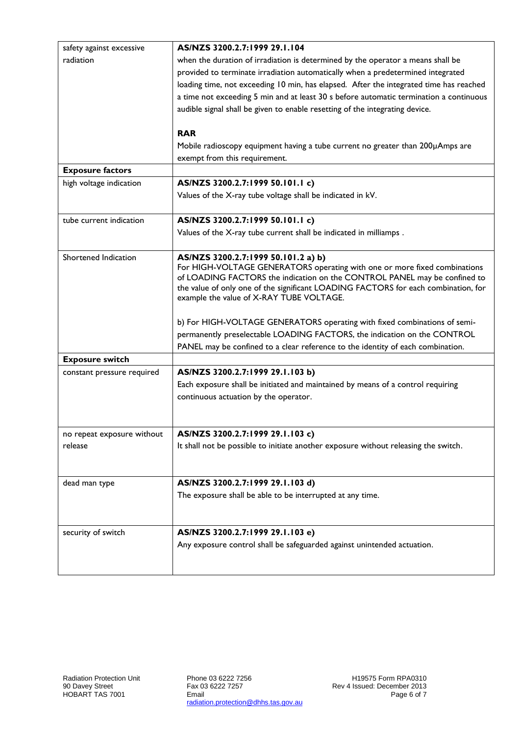| | |
|---|---|
| safety against excessive radiation | **AS/NZS 3200.2.7:1999 29.1.104**<br>when the duration of irradiation is determined by the operator a means shall be provided to terminate irradiation automatically when a predetermined integrated loading time, not exceeding 10 min, has elapsed. After the integrated time has reached a time not exceeding 5 min and at least 30 s before automatic termination a continuous audible signal shall be given to enable resetting of the integrating device.<br><br>**RAR**<br>Mobile radioscopy equipment having a tube current no greater than 200μAmps are exempt from this requirement. |
| **Exposure factors** | |
| high voltage indication | **AS/NZS 3200.2.7:1999 50.101.1 c)**<br>Values of the X-ray tube voltage shall be indicated in kV. |
| tube current indication | **AS/NZS 3200.2.7:1999 50.101.1 c)**<br>Values of the X-ray tube current shall be indicated in milliamps . |
| Shortened Indication | **AS/NZS 3200.2.7:1999 50.101.2 a) b)**<br>For HIGH-VOLTAGE GENERATORS operating with one or more fixed combinations of LOADING FACTORS the indication on the CONTROL PANEL may be confined to the value of only one of the significant LOADING FACTORS for each combination, for example the value of X-RAY TUBE VOLTAGE.<br><br>b) For HIGH-VOLTAGE GENERATORS operating with fixed combinations of semi-permanently preselectable LOADING FACTORS, the indication on the CONTROL PANEL may be confined to a clear reference to the identity of each combination. |
| **Exposure switch** | |
| constant pressure required | **AS/NZS 3200.2.7:1999 29.1.103 b)**<br>Each exposure shall be initiated and maintained by means of a control requiring continuous actuation by the operator. |
| no repeat exposure without release | **AS/NZS 3200.2.7:1999 29.1.103 c)**<br>It shall not be possible to initiate another exposure without releasing the switch. |
| dead man type | **AS/NZS 3200.2.7:1999 29.1.103 d)**<br>The exposure shall be able to be interrupted at any time. |
| security of switch | **AS/NZS 3200.2.7:1999 29.1.103 e)**<br>Any exposure control shall be safeguarded against unintended actuation. |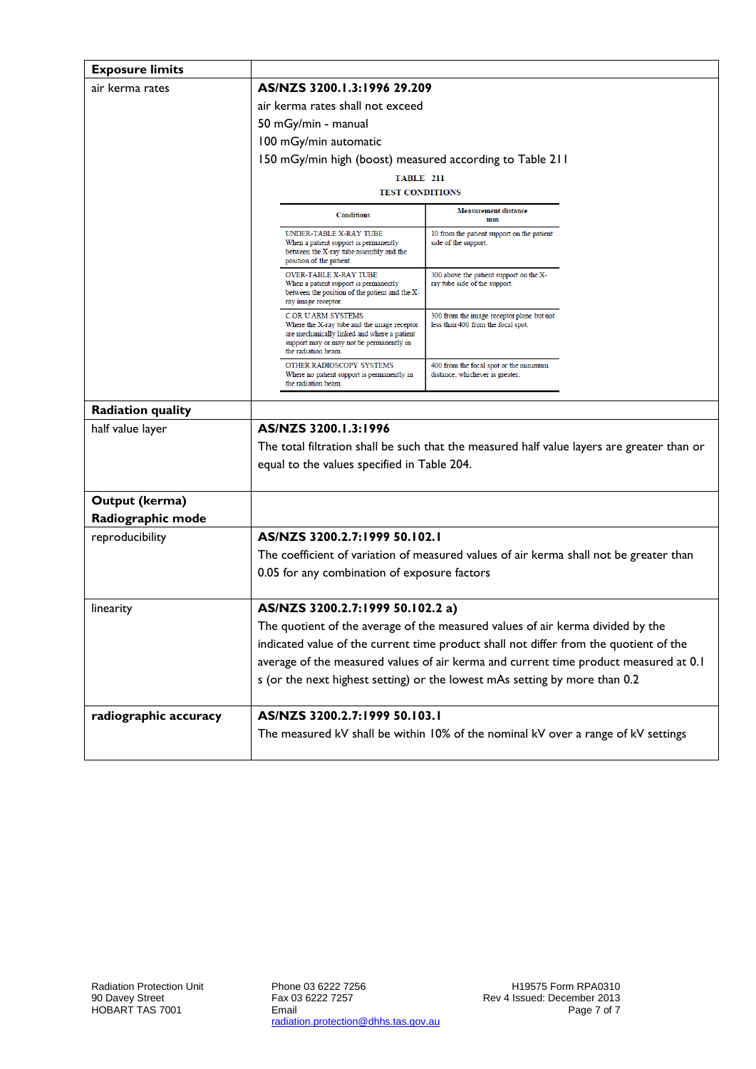| Exposure limits | |
|---|---|
| air kerma rates | **AS/NZS 3200.1.3:1996 29.209**<br>air kerma rates shall not exceed<br>50 mGy/min - manual<br>100 mGy/min automatic<br>150 mGy/min high (boost) measured according to Table 211 |

TABLE 211

TEST CONDITIONS

| Conditions | Measurement distance mm |
|---|---|
| UNDER-TABLE X-RAY TUBE<br>When a patient support is permanently between the X-ray tube assembly and the position of the patient. | 10 from the patient support on the patient side of the support. |
| OVER-TABLE X-RAY TUBE<br>When a patient support is permanently between the position of the patient and the X-ray image receptor. | 300 above the patient support on the X-ray tube side of the support. |
| C OR U ARM SYSTEMS<br>Where the X-ray tube and the image receptor are mechanically linked and where a patient support may or may not be permanently in the radiation beam. | 300 from the image receptor plane but not less than 400 from the focal spot. |
| OTHER RADIOSCOPY SYSTEMS<br>Where no patient support is permanently in the radiation beam. | 400 from the focal spot or the minimum distance, whichever is greater. |

| Radiation quality | |
|---|---|
| half value layer | **AS/NZS 3200.1.3:1996**<br>The total filtration shall be such that the measured half value layers are greater than or equal to the values specified in Table 204. |
| **Output (kerma)**<br>**Radiographic mode** | |
| reproducibility | **AS/NZS 3200.2.7:1999 50.102.1**<br>The coefficient of variation of measured values of air kerma shall not be greater than 0.05 for any combination of exposure factors |
| linearity | **AS/NZS 3200.2.7:1999 50.102.2 a)**<br>The quotient of the average of the measured values of air kerma divided by the indicated value of the current time product shall not differ from the quotient of the average of the measured values of air kerma and current time product measured at 0.1 s (or the next highest setting) or the lowest mAs setting by more than 0.2 |
| **radiographic accuracy** | **AS/NZS 3200.2.7:1999 50.103.1**<br>The measured kV shall be within 10% of the nominal kV over a range of kV settings |